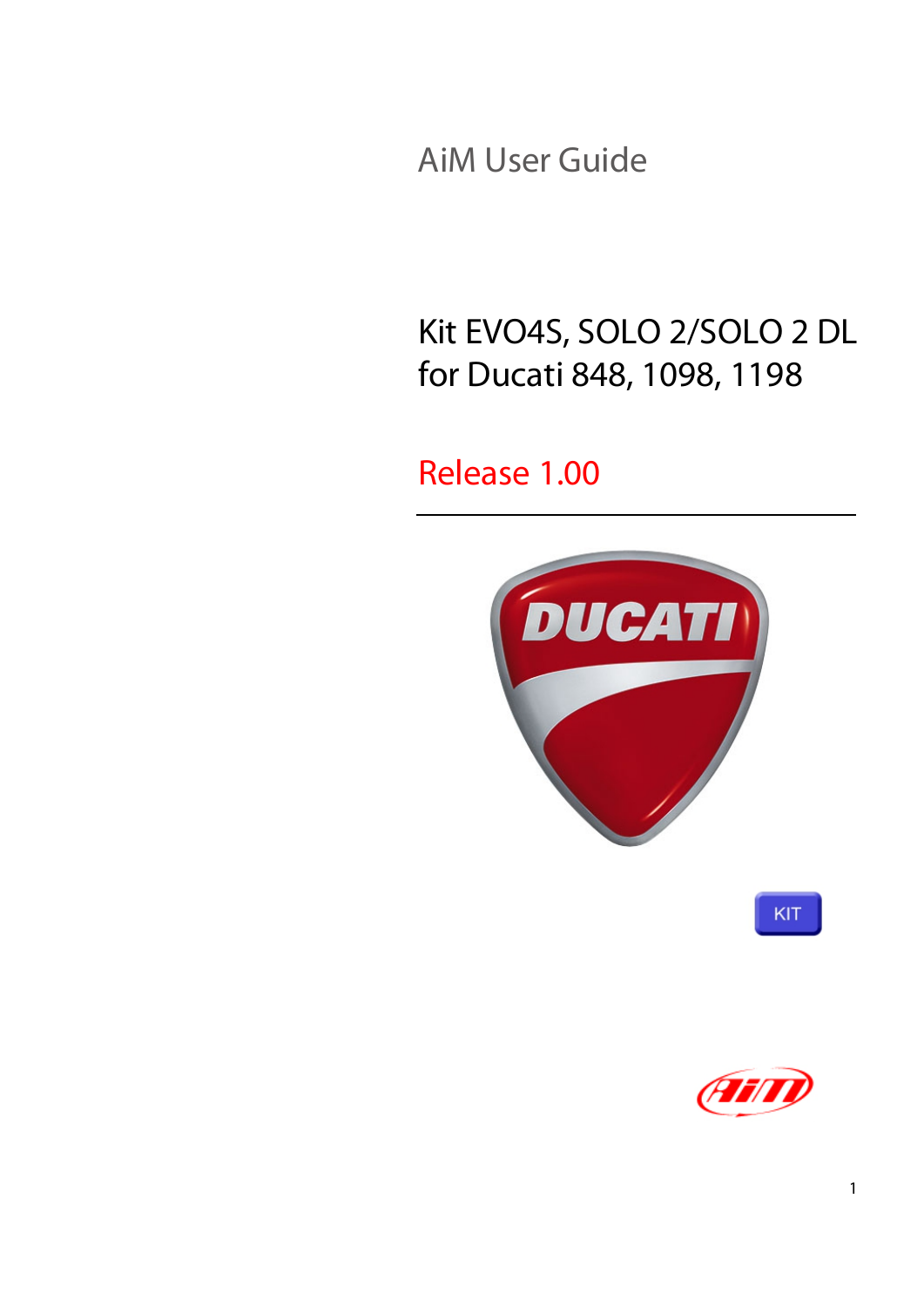AiM User Guide

# Kit EVO4S, SOLO 2/SOLO 2 DL for Ducati 848, 1098, 1198

Release 1.00

KIT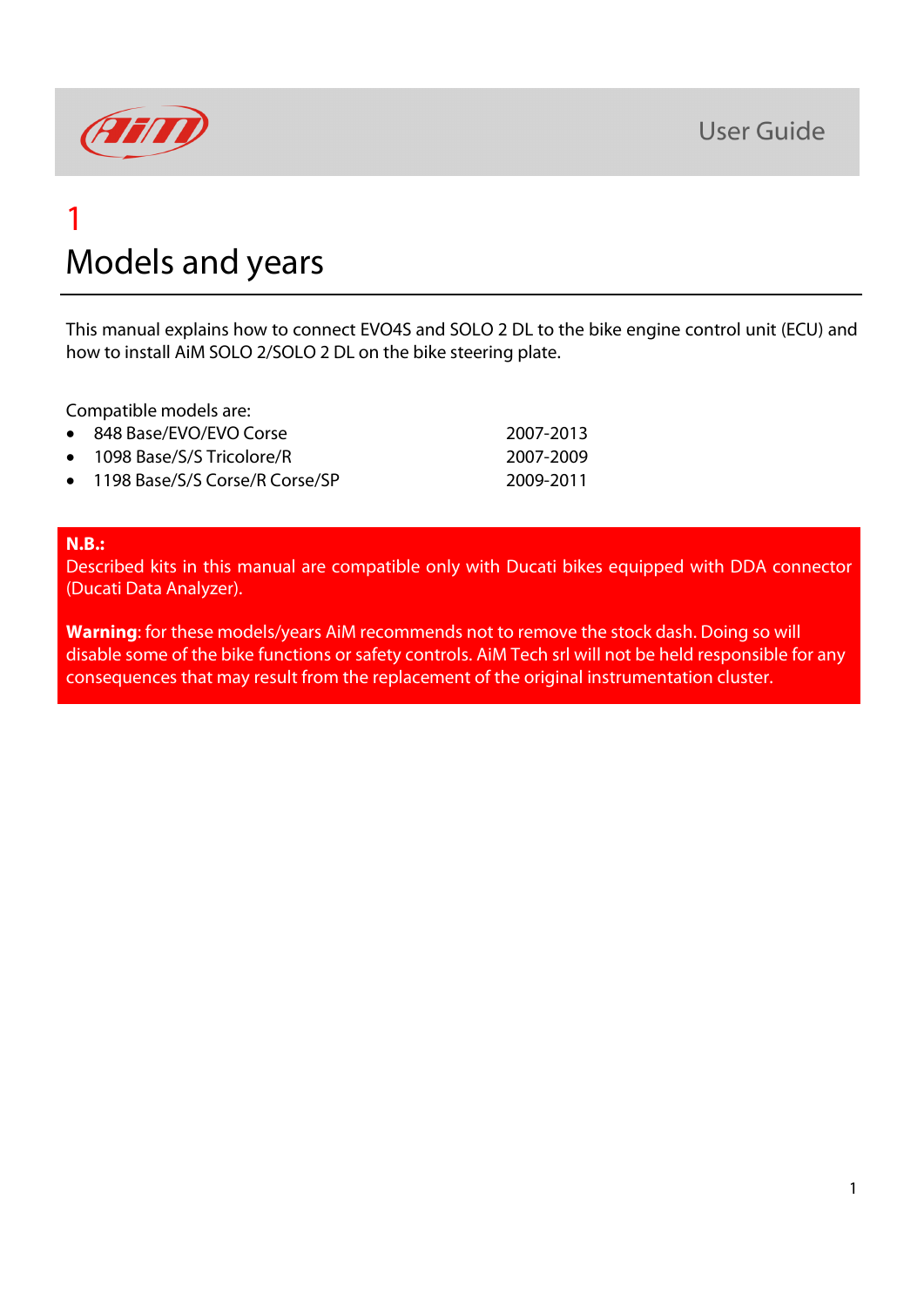# 1

# Models and years

This manual explains how to connect EVO4S and SOLO 2 DL to the bike engine control unit (ECU) and how to install AiM SOLO 2/SOLO 2 DL on the bike steering plate.

Compatible models are:

| Model | Years |
| --- | --- |
| 848 Base/EVO/EVO Corse | 2007-2013 |
| 1098 Base/S/S Tricolore/R | 2007-2009 |
| 1198 Base/S/S Corse/R Corse/SP | 2009-2011 |

**N.B.:**
Described kits in this manual are compatible only with Ducati bikes equipped with DDA connector (Ducati Data Analyzer).

**Warning**: for these models/years AiM recommends not to remove the stock dash. Doing so will disable some of the bike functions or safety controls. AiM Tech srl will not be held responsible for any consequences that may result from the replacement of the original instrumentation cluster.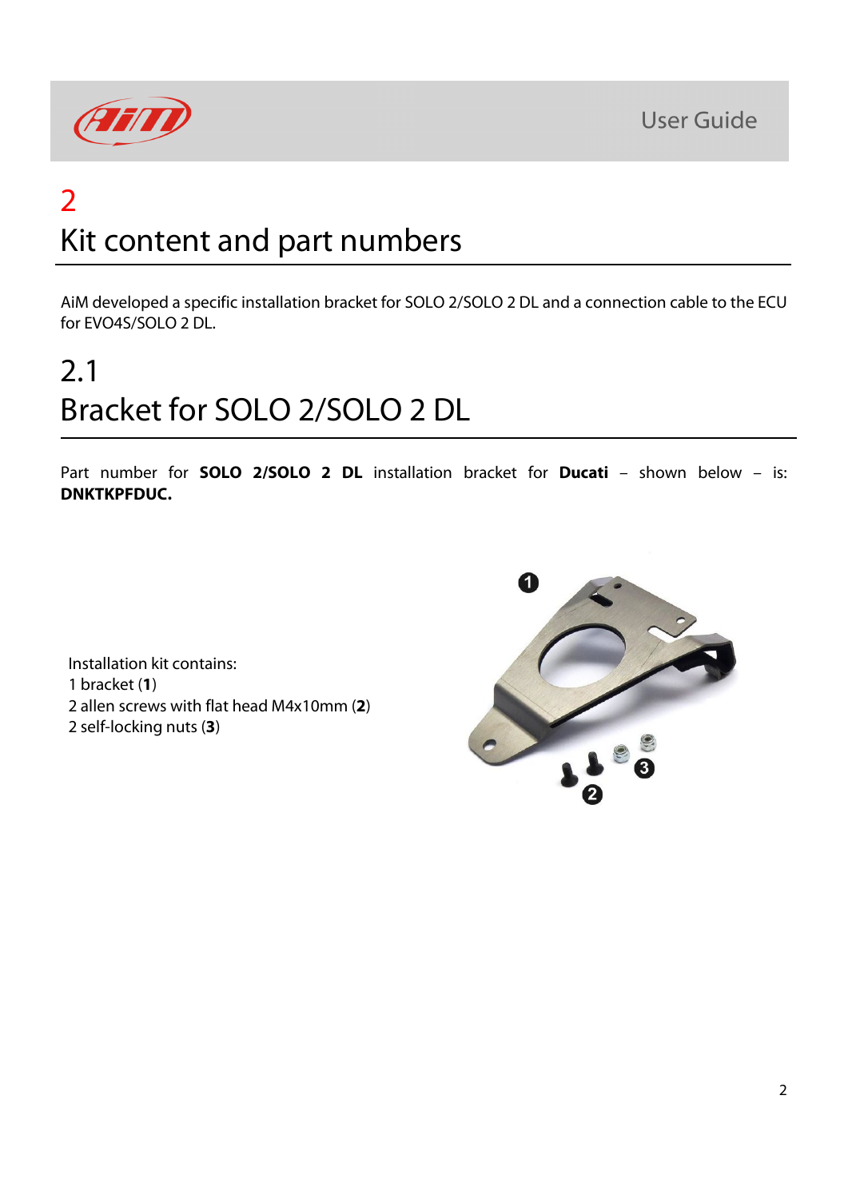# 2
# Kit content and part numbers

AiM developed a specific installation bracket for SOLO 2/SOLO 2 DL and a connection cable to the ECU for EVO4S/SOLO 2 DL.

## 2.1
## Bracket for SOLO 2/SOLO 2 DL

Part number for **SOLO 2/SOLO 2 DL** installation bracket for **Ducati** – shown below – is: **DNKTKPFDUC.**

Installation kit contains:
1 bracket (**1**)
2 allen screws with flat head M4x10mm (**2**)
2 self-locking nuts (**3**)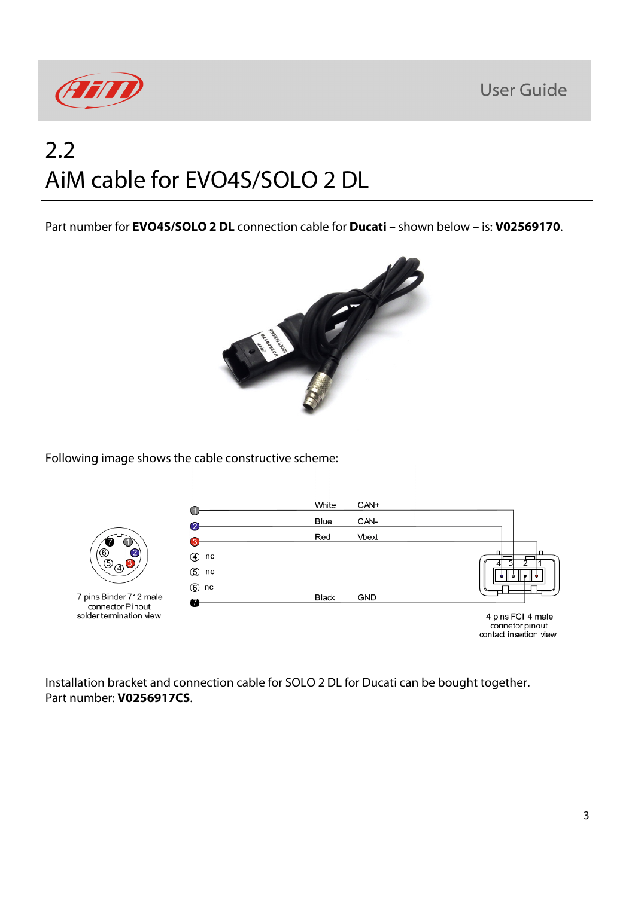## 2.2 AiM cable for EVO4S/SOLO 2 DL

Part number for **EVO4S/SOLO 2 DL** connection cable for **Ducati** – shown below – is: **V02569170**.

Following image shows the cable constructive scheme:

| Pin | Colour | Function |
|---|---|---|
| 1 | White | CAN+ |
| 2 | Blue | CAN- |
| 3 | Red | Vbext |
| 4 | nc | |
| 5 | nc | |
| 6 | nc | |
| 7 | Black | GND |

7 pins Binder 712 male connector Pinout solder termination view

4 pins FCI 4 male connetor pinout contact insertion view

Installation bracket and connection cable for SOLO 2 DL for Ducati can be bought together. Part number: **V0256917CS**.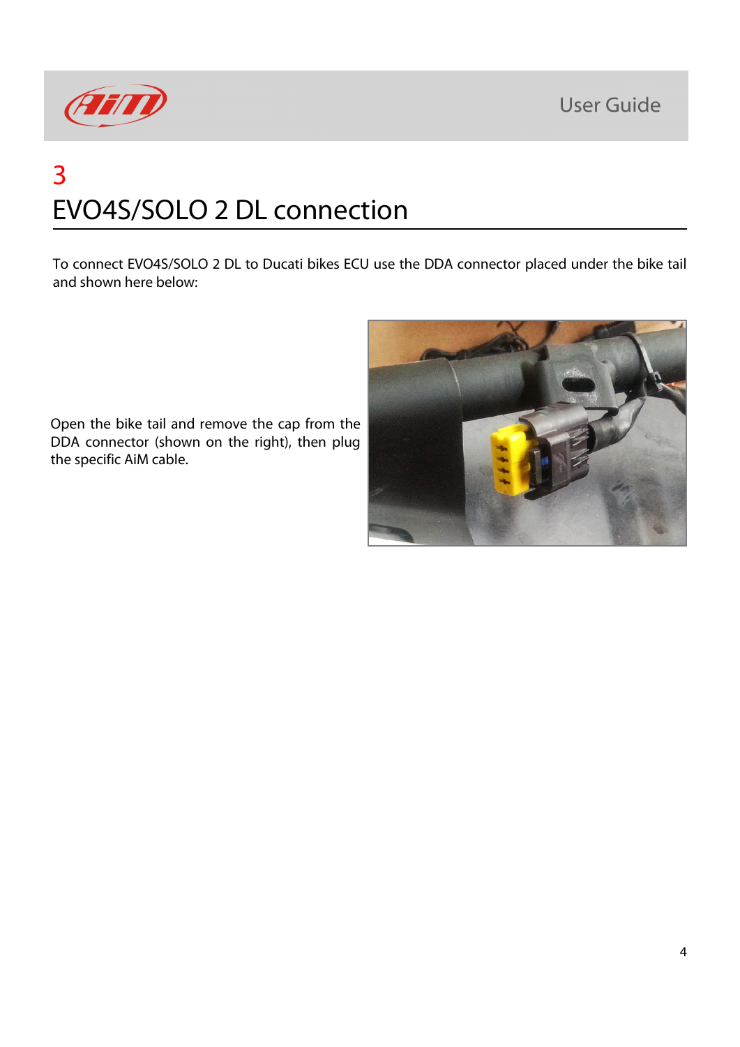# 3
# EVO4S/SOLO 2 DL connection

To connect EVO4S/SOLO 2 DL to Ducati bikes ECU use the DDA connector placed under the bike tail and shown here below:

Open the bike tail and remove the cap from the DDA connector (shown on the right), then plug the specific AiM cable.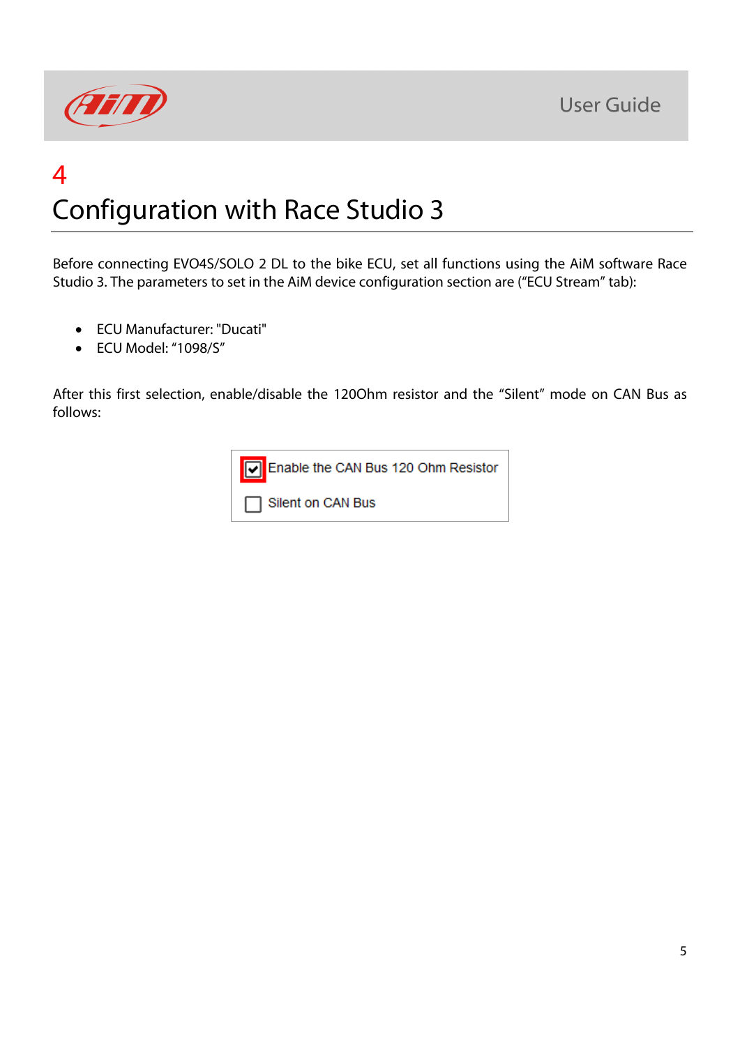# 4 Configuration with Race Studio 3

Before connecting EVO4S/SOLO 2 DL to the bike ECU, set all functions using the AiM software Race Studio 3. The parameters to set in the AiM device configuration section are ("ECU Stream" tab):

- ECU Manufacturer: "Ducati"
- ECU Model: "1098/S"

After this first selection, enable/disable the 120Ohm resistor and the "Silent" mode on CAN Bus as follows:

- [x] Enable the CAN Bus 120 Ohm Resistor
- [ ] Silent on CAN Bus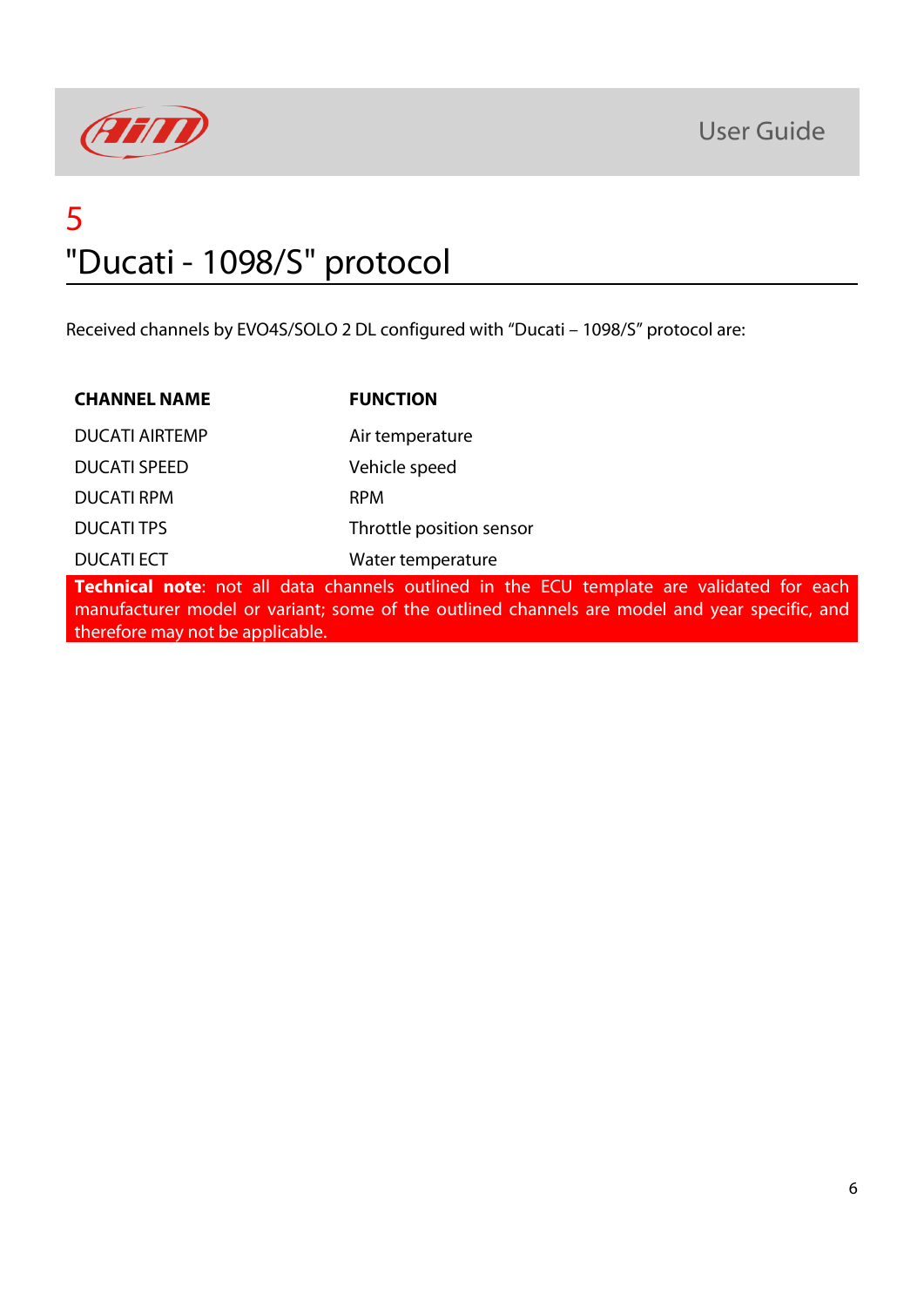# 5
# "Ducati - 1098/S" protocol

Received channels by EVO4S/SOLO 2 DL configured with “Ducati – 1098/S” protocol are:

| CHANNEL NAME | FUNCTION |
|---|---|
| DUCATI AIRTEMP | Air temperature |
| DUCATI SPEED | Vehicle speed |
| DUCATI RPM | RPM |
| DUCATI TPS | Throttle position sensor |
| DUCATI ECT | Water temperature |

**Technical note**: not all data channels outlined in the ECU template are validated for each manufacturer model or variant; some of the outlined channels are model and year specific, and therefore may not be applicable.